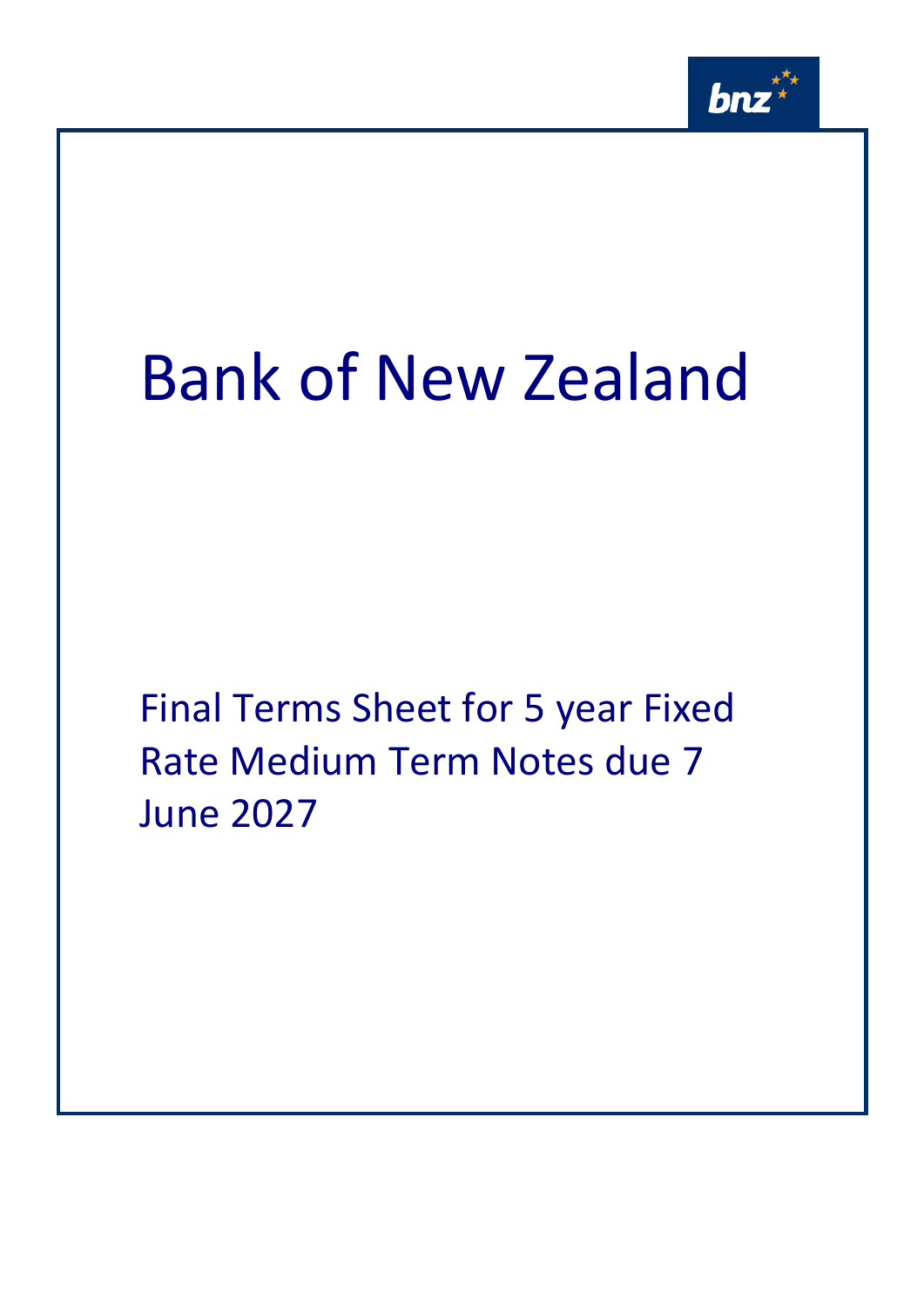# Bank of New Zealand

## Final Terms Sheet for 5 year Fixed Rate Medium Term Notes due 7 June 2027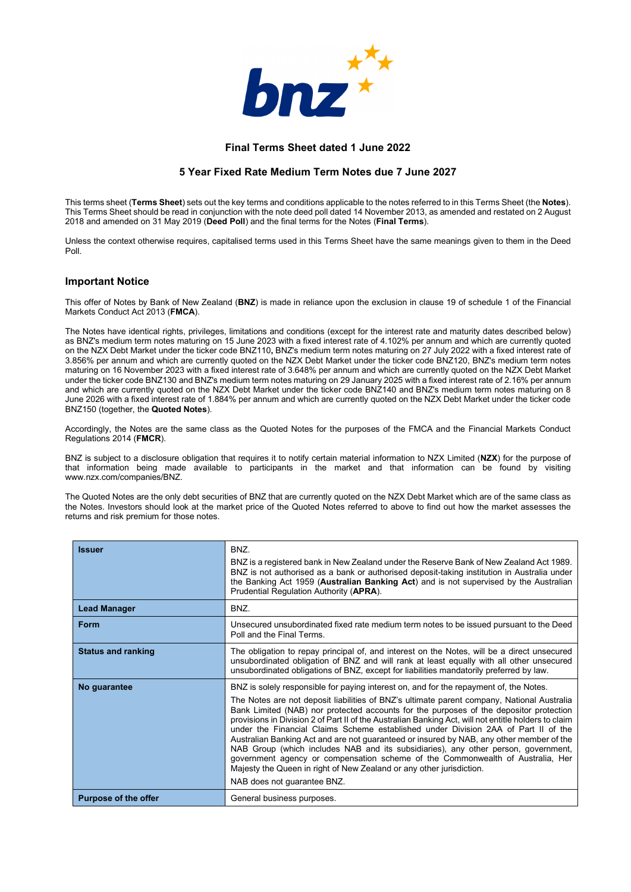## Final Terms Sheet dated 1 June 2022

## 5 Year Fixed Rate Medium Term Notes due 7 June 2027

This terms sheet (**Terms Sheet**) sets out the key terms and conditions applicable to the notes referred to in this Terms Sheet (the **Notes**). This Terms Sheet should be read in conjunction with the note deed poll dated 14 November 2013, as amended and restated on 2 August 2018 and amended on 31 May 2019 (**Deed Poll**) and the final terms for the Notes (**Final Terms**).

Unless the context otherwise requires, capitalised terms used in this Terms Sheet have the same meanings given to them in the Deed Poll.

### Important Notice

This offer of Notes by Bank of New Zealand (**BNZ**) is made in reliance upon the exclusion in clause 19 of schedule 1 of the Financial Markets Conduct Act 2013 (**FMCA**).

The Notes have identical rights, privileges, limitations and conditions (except for the interest rate and maturity dates described below) as BNZ's medium term notes maturing on 15 June 2023 with a fixed interest rate of 4.102% per annum and which are currently quoted on the NZX Debt Market under the ticker code BNZ110**,** BNZ's medium term notes maturing on 27 July 2022 with a fixed interest rate of 3.856% per annum and which are currently quoted on the NZX Debt Market under the ticker code BNZ120, BNZ's medium term notes maturing on 16 November 2023 with a fixed interest rate of 3.648% per annum and which are currently quoted on the NZX Debt Market under the ticker code BNZ130 and BNZ's medium term notes maturing on 29 January 2025 with a fixed interest rate of 2.16% per annum and which are currently quoted on the NZX Debt Market under the ticker code BNZ140 and BNZ's medium term notes maturing on 8 June 2026 with a fixed interest rate of 1.884% per annum and which are currently quoted on the NZX Debt Market under the ticker code BNZ150 (together, the **Quoted Notes**).

Accordingly, the Notes are the same class as the Quoted Notes for the purposes of the FMCA and the Financial Markets Conduct Regulations 2014 (**FMCR**).

BNZ is subject to a disclosure obligation that requires it to notify certain material information to NZX Limited (**NZX**) for the purpose of that information being made available to participants in the market and that information can be found by visiting www.nzx.com/companies/BNZ.

The Quoted Notes are the only debt securities of BNZ that are currently quoted on the NZX Debt Market which are of the same class as the Notes. Investors should look at the market price of the Quoted Notes referred to above to find out how the market assesses the returns and risk premium for those notes.

| | |
|---|---|
| **Issuer** | BNZ.<br><br>BNZ is a registered bank in New Zealand under the Reserve Bank of New Zealand Act 1989. BNZ is not authorised as a bank or authorised deposit-taking institution in Australia under the Banking Act 1959 (**Australian Banking Act**) and is not supervised by the Australian Prudential Regulation Authority (**APRA**). |
| **Lead Manager** | BNZ. |
| **Form** | Unsecured unsubordinated fixed rate medium term notes to be issued pursuant to the Deed Poll and the Final Terms. |
| **Status and ranking** | The obligation to repay principal of, and interest on the Notes, will be a direct unsecured unsubordinated obligation of BNZ and will rank at least equally with all other unsecured unsubordinated obligations of BNZ, except for liabilities mandatorily preferred by law. |
| **No guarantee** | BNZ is solely responsible for paying interest on, and for the repayment of, the Notes.<br><br>The Notes are not deposit liabilities of BNZ's ultimate parent company, National Australia Bank Limited (NAB) nor protected accounts for the purposes of the depositor protection provisions in Division 2 of Part II of the Australian Banking Act, will not entitle holders to claim under the Financial Claims Scheme established under Division 2AA of Part II of the Australian Banking Act and are not guaranteed or insured by NAB, any other member of the NAB Group (which includes NAB and its subsidiaries), any other person, government, government agency or compensation scheme of the Commonwealth of Australia, Her Majesty the Queen in right of New Zealand or any other jurisdiction.<br><br>NAB does not guarantee BNZ. |
| **Purpose of the offer** | General business purposes. |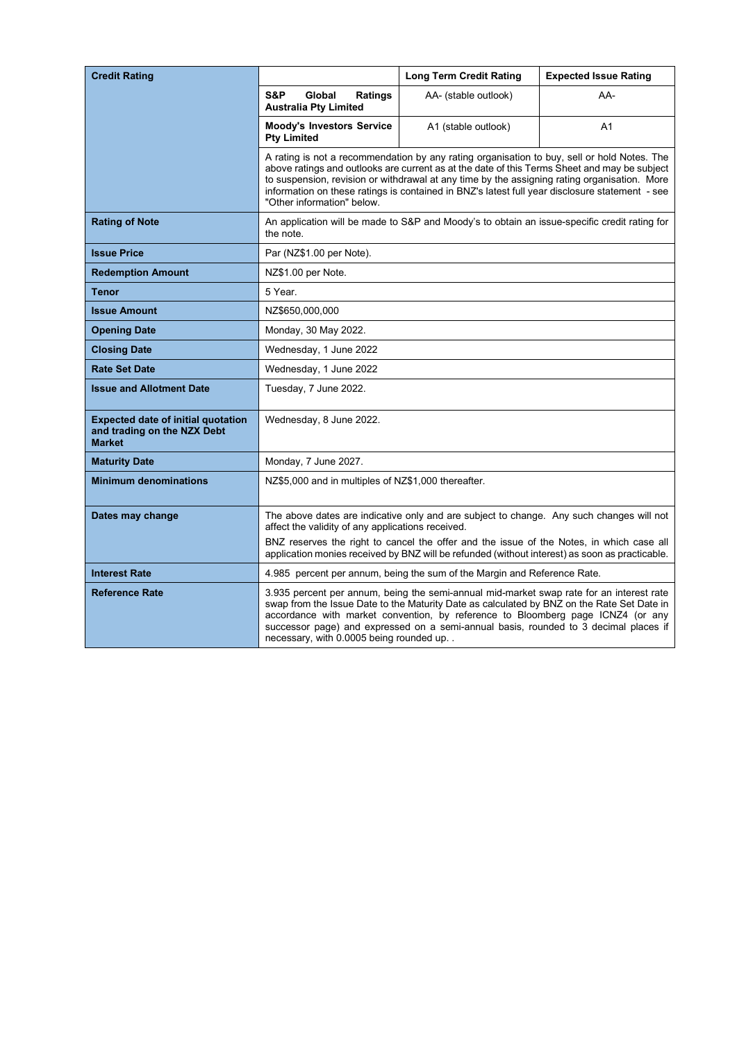| **Credit Rating** | | **Long Term Credit Rating** | **Expected Issue Rating** |
|---|---|---|---|
| | **S&P Global Ratings Australia Pty Limited** | AA- (stable outlook) | AA- |
| | **Moody's Investors Service Pty Limited** | A1 (stable outlook) | A1 |
| | A rating is not a recommendation by any rating organisation to buy, sell or hold Notes. The above ratings and outlooks are current as at the date of this Terms Sheet and may be subject to suspension, revision or withdrawal at any time by the assigning rating organisation. More information on these ratings is contained in BNZ's latest full year disclosure statement - see "Other information" below. | | |
| **Rating of Note** | An application will be made to S&P and Moody's to obtain an issue-specific credit rating for the note. | | |
| **Issue Price** | Par (NZ$1.00 per Note). | | |
| **Redemption Amount** | NZ$1.00 per Note. | | |
| **Tenor** | 5 Year. | | |
| **Issue Amount** | NZ$650,000,000 | | |
| **Opening Date** | Monday, 30 May 2022. | | |
| **Closing Date** | Wednesday, 1 June 2022 | | |
| **Rate Set Date** | Wednesday, 1 June 2022 | | |
| **Issue and Allotment Date** | Tuesday, 7 June 2022. | | |
| **Expected date of initial quotation and trading on the NZX Debt Market** | Wednesday, 8 June 2022. | | |
| **Maturity Date** | Monday, 7 June 2027. | | |
| **Minimum denominations** | NZ$5,000 and in multiples of NZ$1,000 thereafter. | | |
| **Dates may change** | The above dates are indicative only and are subject to change. Any such changes will not affect the validity of any applications received.<br>BNZ reserves the right to cancel the offer and the issue of the Notes, in which case all application monies received by BNZ will be refunded (without interest) as soon as practicable. | | |
| **Interest Rate** | 4.985 percent per annum, being the sum of the Margin and Reference Rate. | | |
| **Reference Rate** | 3.935 percent per annum, being the semi-annual mid-market swap rate for an interest rate swap from the Issue Date to the Maturity Date as calculated by BNZ on the Rate Set Date in accordance with market convention, by reference to Bloomberg page ICNZ4 (or any successor page) and expressed on a semi-annual basis, rounded to 3 decimal places if necessary, with 0.0005 being rounded up. . | | |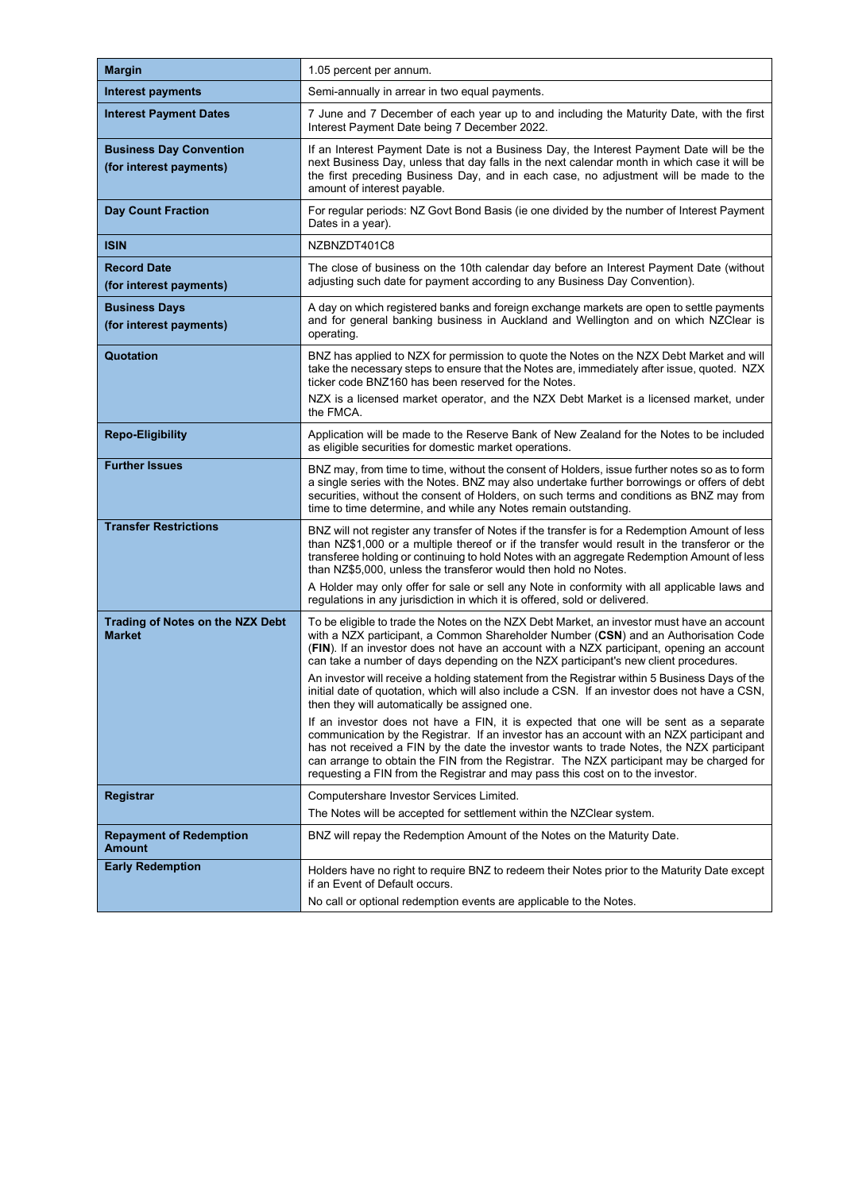| | |
|---|---|
| **Margin** | 1.05 percent per annum. |
| **Interest payments** | Semi-annually in arrear in two equal payments. |
| **Interest Payment Dates** | 7 June and 7 December of each year up to and including the Maturity Date, with the first Interest Payment Date being 7 December 2022. |
| **Business Day Convention (for interest payments)** | If an Interest Payment Date is not a Business Day, the Interest Payment Date will be the next Business Day, unless that day falls in the next calendar month in which case it will be the first preceding Business Day, and in each case, no adjustment will be made to the amount of interest payable. |
| **Day Count Fraction** | For regular periods: NZ Govt Bond Basis (ie one divided by the number of Interest Payment Dates in a year). |
| **ISIN** | NZBNZDT401C8 |
| **Record Date (for interest payments)** | The close of business on the 10th calendar day before an Interest Payment Date (without adjusting such date for payment according to any Business Day Convention). |
| **Business Days (for interest payments)** | A day on which registered banks and foreign exchange markets are open to settle payments and for general banking business in Auckland and Wellington and on which NZClear is operating. |
| **Quotation** | BNZ has applied to NZX for permission to quote the Notes on the NZX Debt Market and will take the necessary steps to ensure that the Notes are, immediately after issue, quoted. NZX ticker code BNZ160 has been reserved for the Notes.<br><br>NZX is a licensed market operator, and the NZX Debt Market is a licensed market, under the FMCA. |
| **Repo-Eligibility** | Application will be made to the Reserve Bank of New Zealand for the Notes to be included as eligible securities for domestic market operations. |
| **Further Issues** | BNZ may, from time to time, without the consent of Holders, issue further notes so as to form a single series with the Notes. BNZ may also undertake further borrowings or offers of debt securities, without the consent of Holders, on such terms and conditions as BNZ may from time to time determine, and while any Notes remain outstanding. |
| **Transfer Restrictions** | BNZ will not register any transfer of Notes if the transfer is for a Redemption Amount of less than NZ$1,000 or a multiple thereof or if the transfer would result in the transferor or the transferee holding or continuing to hold Notes with an aggregate Redemption Amount of less than NZ$5,000, unless the transferor would then hold no Notes.<br><br>A Holder may only offer for sale or sell any Note in conformity with all applicable laws and regulations in any jurisdiction in which it is offered, sold or delivered. |
| **Trading of Notes on the NZX Debt Market** | To be eligible to trade the Notes on the NZX Debt Market, an investor must have an account with a NZX participant, a Common Shareholder Number (**CSN**) and an Authorisation Code (**FIN**). If an investor does not have an account with a NZX participant, opening an account can take a number of days depending on the NZX participant's new client procedures.<br><br>An investor will receive a holding statement from the Registrar within 5 Business Days of the initial date of quotation, which will also include a CSN. If an investor does not have a CSN, then they will automatically be assigned one.<br><br>If an investor does not have a FIN, it is expected that one will be sent as a separate communication by the Registrar. If an investor has an account with an NZX participant and has not received a FIN by the date the investor wants to trade Notes, the NZX participant can arrange to obtain the FIN from the Registrar. The NZX participant may be charged for requesting a FIN from the Registrar and may pass this cost on to the investor. |
| **Registrar** | Computershare Investor Services Limited.<br><br>The Notes will be accepted for settlement within the NZClear system. |
| **Repayment of Redemption Amount** | BNZ will repay the Redemption Amount of the Notes on the Maturity Date. |
| **Early Redemption** | Holders have no right to require BNZ to redeem their Notes prior to the Maturity Date except if an Event of Default occurs.<br><br>No call or optional redemption events are applicable to the Notes. |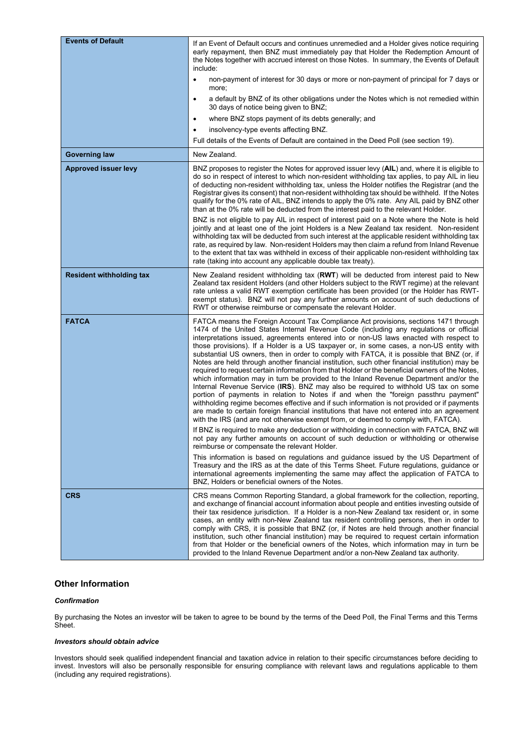| | |
|---|---|
| **Events of Default** | If an Event of Default occurs and continues unremedied and a Holder gives notice requiring early repayment, then BNZ must immediately pay that Holder the Redemption Amount of the Notes together with accrued interest on those Notes. In summary, the Events of Default include:<br>• non-payment of interest for 30 days or more or non-payment of principal for 7 days or more;<br>• a default by BNZ of its other obligations under the Notes which is not remedied within 30 days of notice being given to BNZ;<br>• where BNZ stops payment of its debts generally; and<br>• insolvency-type events affecting BNZ.<br>Full details of the Events of Default are contained in the Deed Poll (see section 19). |
| **Governing law** | New Zealand. |
| **Approved issuer levy** | BNZ proposes to register the Notes for approved issuer levy (**AIL**) and, where it is eligible to do so in respect of interest to which non-resident withholding tax applies, to pay AIL in lieu of deducting non-resident withholding tax, unless the Holder notifies the Registrar (and the Registrar gives its consent) that non-resident withholding tax should be withheld. If the Notes qualify for the 0% rate of AIL, BNZ intends to apply the 0% rate. Any AIL paid by BNZ other than at the 0% rate will be deducted from the interest paid to the relevant Holder.<br>BNZ is not eligible to pay AIL in respect of interest paid on a Note where the Note is held jointly and at least one of the joint Holders is a New Zealand tax resident. Non-resident withholding tax will be deducted from such interest at the applicable resident withholding tax rate, as required by law. Non-resident Holders may then claim a refund from Inland Revenue to the extent that tax was withheld in excess of their applicable non-resident withholding tax rate (taking into account any applicable double tax treaty). |
| **Resident withholding tax** | New Zealand resident withholding tax (**RWT**) will be deducted from interest paid to New Zealand tax resident Holders (and other Holders subject to the RWT regime) at the relevant rate unless a valid RWT exemption certificate has been provided (or the Holder has RWT-exempt status). BNZ will not pay any further amounts on account of such deductions of RWT or otherwise reimburse or compensate the relevant Holder. |
| **FATCA** | FATCA means the Foreign Account Tax Compliance Act provisions, sections 1471 through 1474 of the United States Internal Revenue Code (including any regulations or official interpretations issued, agreements entered into or non-US laws enacted with respect to those provisions). If a Holder is a US taxpayer or, in some cases, a non-US entity with substantial US owners, then in order to comply with FATCA, it is possible that BNZ (or, if Notes are held through another financial institution, such other financial institution) may be required to request certain information from that Holder or the beneficial owners of the Notes, which information may in turn be provided to the Inland Revenue Department and/or the Internal Revenue Service (**IRS**). BNZ may also be required to withhold US tax on some portion of payments in relation to Notes if and when the "foreign passthru payment" withholding regime becomes effective and if such information is not provided or if payments are made to certain foreign financial institutions that have not entered into an agreement with the IRS (and are not otherwise exempt from, or deemed to comply with, FATCA).<br>If BNZ is required to make any deduction or withholding in connection with FATCA, BNZ will not pay any further amounts on account of such deduction or withholding or otherwise reimburse or compensate the relevant Holder.<br>This information is based on regulations and guidance issued by the US Department of Treasury and the IRS as at the date of this Terms Sheet. Future regulations, guidance or international agreements implementing the same may affect the application of FATCA to BNZ, Holders or beneficial owners of the Notes. |
| **CRS** | CRS means Common Reporting Standard, a global framework for the collection, reporting, and exchange of financial account information about people and entities investing outside of their tax residence jurisdiction. If a Holder is a non-New Zealand tax resident or, in some cases, an entity with non-New Zealand tax resident controlling persons, then in order to comply with CRS, it is possible that BNZ (or, if Notes are held through another financial institution, such other financial institution) may be required to request certain information from that Holder or the beneficial owners of the Notes, which information may in turn be provided to the Inland Revenue Department and/or a non-New Zealand tax authority. |

## Other Information

### *Confirmation*

By purchasing the Notes an investor will be taken to agree to be bound by the terms of the Deed Poll, the Final Terms and this Terms Sheet.

### *Investors should obtain advice*

Investors should seek qualified independent financial and taxation advice in relation to their specific circumstances before deciding to invest. Investors will also be personally responsible for ensuring compliance with relevant laws and regulations applicable to them (including any required registrations).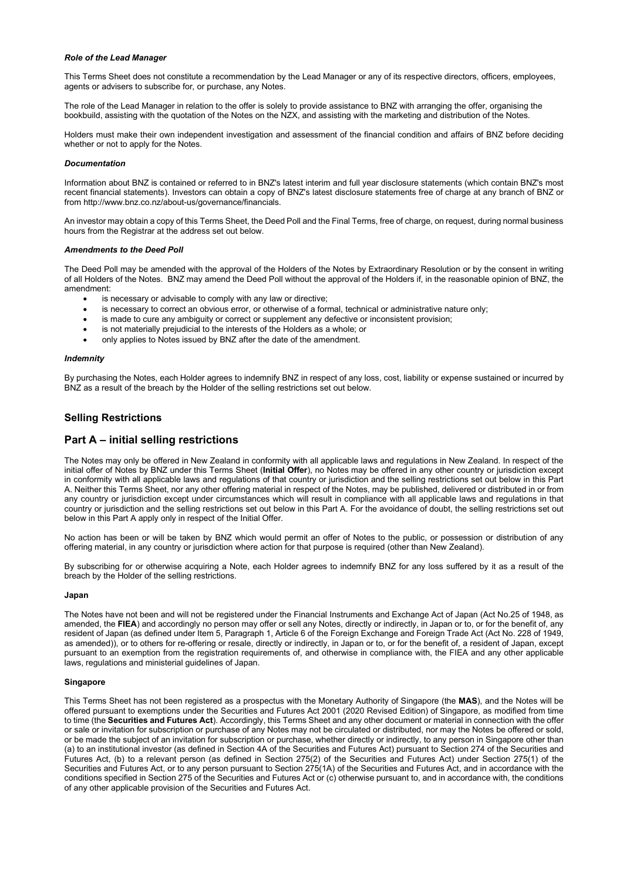***Role of the Lead Manager***

This Terms Sheet does not constitute a recommendation by the Lead Manager or any of its respective directors, officers, employees, agents or advisers to subscribe for, or purchase, any Notes.

The role of the Lead Manager in relation to the offer is solely to provide assistance to BNZ with arranging the offer, organising the bookbuild, assisting with the quotation of the Notes on the NZX, and assisting with the marketing and distribution of the Notes.

Holders must make their own independent investigation and assessment of the financial condition and affairs of BNZ before deciding whether or not to apply for the Notes.

***Documentation***

Information about BNZ is contained or referred to in BNZ's latest interim and full year disclosure statements (which contain BNZ's most recent financial statements). Investors can obtain a copy of BNZ's latest disclosure statements free of charge at any branch of BNZ or from http://www.bnz.co.nz/about-us/governance/financials.

An investor may obtain a copy of this Terms Sheet, the Deed Poll and the Final Terms, free of charge, on request, during normal business hours from the Registrar at the address set out below.

***Amendments to the Deed Poll***

The Deed Poll may be amended with the approval of the Holders of the Notes by Extraordinary Resolution or by the consent in writing of all Holders of the Notes. BNZ may amend the Deed Poll without the approval of the Holders if, in the reasonable opinion of BNZ, the amendment:

- is necessary or advisable to comply with any law or directive;
- is necessary to correct an obvious error, or otherwise of a formal, technical or administrative nature only;
- is made to cure any ambiguity or correct or supplement any defective or inconsistent provision;
- is not materially prejudicial to the interests of the Holders as a whole; or
- only applies to Notes issued by BNZ after the date of the amendment.

***Indemnity***

By purchasing the Notes, each Holder agrees to indemnify BNZ in respect of any loss, cost, liability or expense sustained or incurred by BNZ as a result of the breach by the Holder of the selling restrictions set out below.

## Selling Restrictions

## Part A – initial selling restrictions

The Notes may only be offered in New Zealand in conformity with all applicable laws and regulations in New Zealand. In respect of the initial offer of Notes by BNZ under this Terms Sheet (**Initial Offer**), no Notes may be offered in any other country or jurisdiction except in conformity with all applicable laws and regulations of that country or jurisdiction and the selling restrictions set out below in this Part A. Neither this Terms Sheet, nor any other offering material in respect of the Notes, may be published, delivered or distributed in or from any country or jurisdiction except under circumstances which will result in compliance with all applicable laws and regulations in that country or jurisdiction and the selling restrictions set out below in this Part A. For the avoidance of doubt, the selling restrictions set out below in this Part A apply only in respect of the Initial Offer.

No action has been or will be taken by BNZ which would permit an offer of Notes to the public, or possession or distribution of any offering material, in any country or jurisdiction where action for that purpose is required (other than New Zealand).

By subscribing for or otherwise acquiring a Note, each Holder agrees to indemnify BNZ for any loss suffered by it as a result of the breach by the Holder of the selling restrictions.

**Japan**

The Notes have not been and will not be registered under the Financial Instruments and Exchange Act of Japan (Act No.25 of 1948, as amended, the **FIEA**) and accordingly no person may offer or sell any Notes, directly or indirectly, in Japan or to, or for the benefit of, any resident of Japan (as defined under Item 5, Paragraph 1, Article 6 of the Foreign Exchange and Foreign Trade Act (Act No. 228 of 1949, as amended)), or to others for re-offering or resale, directly or indirectly, in Japan or to, or for the benefit of, a resident of Japan, except pursuant to an exemption from the registration requirements of, and otherwise in compliance with, the FIEA and any other applicable laws, regulations and ministerial guidelines of Japan.

**Singapore**

This Terms Sheet has not been registered as a prospectus with the Monetary Authority of Singapore (the **MAS**), and the Notes will be offered pursuant to exemptions under the Securities and Futures Act 2001 (2020 Revised Edition) of Singapore, as modified from time to time (the **Securities and Futures Act**). Accordingly, this Terms Sheet and any other document or material in connection with the offer or sale or invitation for subscription or purchase of any Notes may not be circulated or distributed, nor may the Notes be offered or sold, or be made the subject of an invitation for subscription or purchase, whether directly or indirectly, to any person in Singapore other than (a) to an institutional investor (as defined in Section 4A of the Securities and Futures Act) pursuant to Section 274 of the Securities and Futures Act, (b) to a relevant person (as defined in Section 275(2) of the Securities and Futures Act) under Section 275(1) of the Securities and Futures Act, or to any person pursuant to Section 275(1A) of the Securities and Futures Act, and in accordance with the conditions specified in Section 275 of the Securities and Futures Act or (c) otherwise pursuant to, and in accordance with, the conditions of any other applicable provision of the Securities and Futures Act.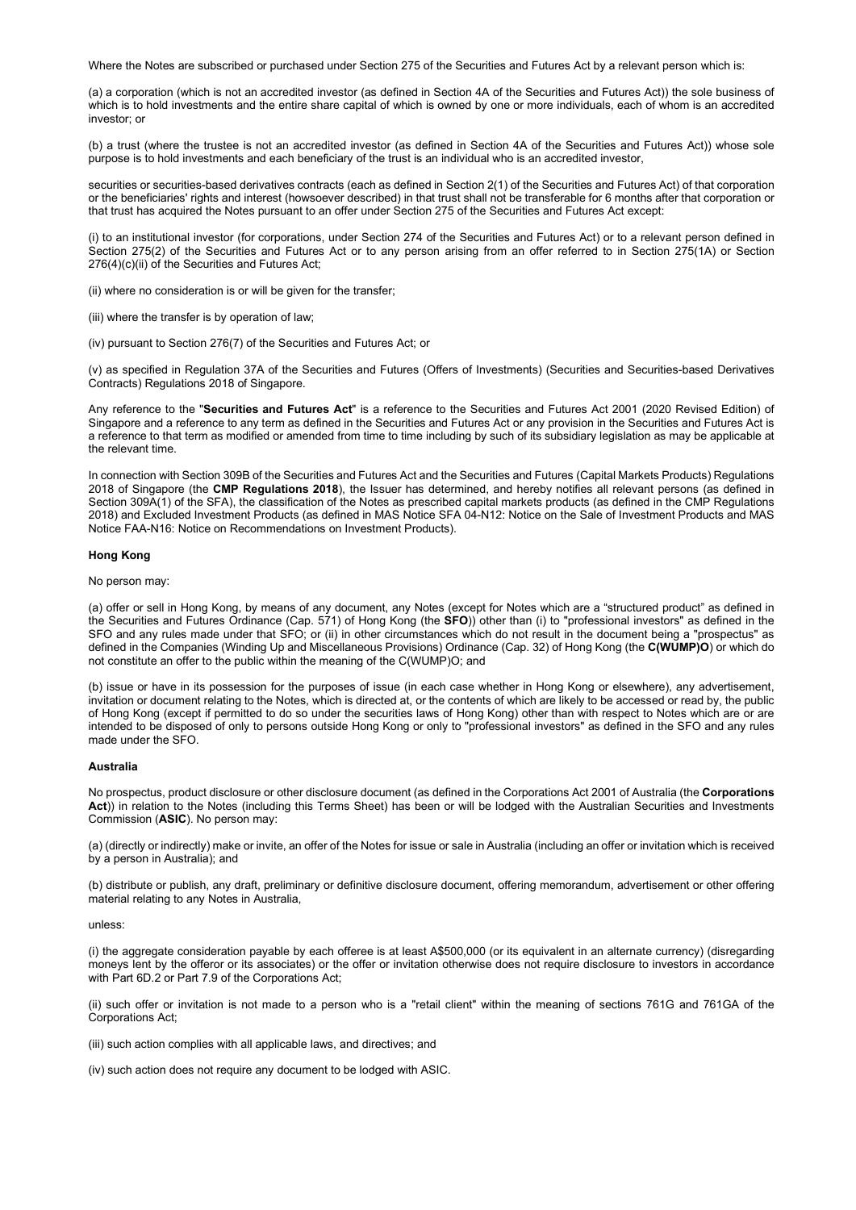Where the Notes are subscribed or purchased under Section 275 of the Securities and Futures Act by a relevant person which is:

(a) a corporation (which is not an accredited investor (as defined in Section 4A of the Securities and Futures Act)) the sole business of which is to hold investments and the entire share capital of which is owned by one or more individuals, each of whom is an accredited investor; or

(b) a trust (where the trustee is not an accredited investor (as defined in Section 4A of the Securities and Futures Act)) whose sole purpose is to hold investments and each beneficiary of the trust is an individual who is an accredited investor,

securities or securities-based derivatives contracts (each as defined in Section 2(1) of the Securities and Futures Act) of that corporation or the beneficiaries' rights and interest (howsoever described) in that trust shall not be transferable for 6 months after that corporation or that trust has acquired the Notes pursuant to an offer under Section 275 of the Securities and Futures Act except:

(i) to an institutional investor (for corporations, under Section 274 of the Securities and Futures Act) or to a relevant person defined in Section 275(2) of the Securities and Futures Act or to any person arising from an offer referred to in Section 275(1A) or Section 276(4)(c)(ii) of the Securities and Futures Act;

(ii) where no consideration is or will be given for the transfer;

(iii) where the transfer is by operation of law;

(iv) pursuant to Section 276(7) of the Securities and Futures Act; or

(v) as specified in Regulation 37A of the Securities and Futures (Offers of Investments) (Securities and Securities-based Derivatives Contracts) Regulations 2018 of Singapore.

Any reference to the "**Securities and Futures Act**" is a reference to the Securities and Futures Act 2001 (2020 Revised Edition) of Singapore and a reference to any term as defined in the Securities and Futures Act or any provision in the Securities and Futures Act is a reference to that term as modified or amended from time to time including by such of its subsidiary legislation as may be applicable at the relevant time.

In connection with Section 309B of the Securities and Futures Act and the Securities and Futures (Capital Markets Products) Regulations 2018 of Singapore (the **CMP Regulations 2018**), the Issuer has determined, and hereby notifies all relevant persons (as defined in Section 309A(1) of the SFA), the classification of the Notes as prescribed capital markets products (as defined in the CMP Regulations 2018) and Excluded Investment Products (as defined in MAS Notice SFA 04-N12: Notice on the Sale of Investment Products and MAS Notice FAA-N16: Notice on Recommendations on Investment Products).

**Hong Kong**

No person may:

(a) offer or sell in Hong Kong, by means of any document, any Notes (except for Notes which are a "structured product" as defined in the Securities and Futures Ordinance (Cap. 571) of Hong Kong (the **SFO**)) other than (i) to "professional investors" as defined in the SFO and any rules made under that SFO; or (ii) in other circumstances which do not result in the document being a "prospectus" as defined in the Companies (Winding Up and Miscellaneous Provisions) Ordinance (Cap. 32) of Hong Kong (the **C(WUMP)O**) or which do not constitute an offer to the public within the meaning of the C(WUMP)O; and

(b) issue or have in its possession for the purposes of issue (in each case whether in Hong Kong or elsewhere), any advertisement, invitation or document relating to the Notes, which is directed at, or the contents of which are likely to be accessed or read by, the public of Hong Kong (except if permitted to do so under the securities laws of Hong Kong) other than with respect to Notes which are or are intended to be disposed of only to persons outside Hong Kong or only to "professional investors" as defined in the SFO and any rules made under the SFO.

**Australia**

No prospectus, product disclosure or other disclosure document (as defined in the Corporations Act 2001 of Australia (the **Corporations Act**)) in relation to the Notes (including this Terms Sheet) has been or will be lodged with the Australian Securities and Investments Commission (**ASIC**). No person may:

(a) (directly or indirectly) make or invite, an offer of the Notes for issue or sale in Australia (including an offer or invitation which is received by a person in Australia); and

(b) distribute or publish, any draft, preliminary or definitive disclosure document, offering memorandum, advertisement or other offering material relating to any Notes in Australia,

unless:

(i) the aggregate consideration payable by each offeree is at least A$500,000 (or its equivalent in an alternate currency) (disregarding moneys lent by the offeror or its associates) or the offer or invitation otherwise does not require disclosure to investors in accordance with Part 6D.2 or Part 7.9 of the Corporations Act;

(ii) such offer or invitation is not made to a person who is a "retail client" within the meaning of sections 761G and 761GA of the Corporations Act;

(iii) such action complies with all applicable laws, and directives; and

(iv) such action does not require any document to be lodged with ASIC.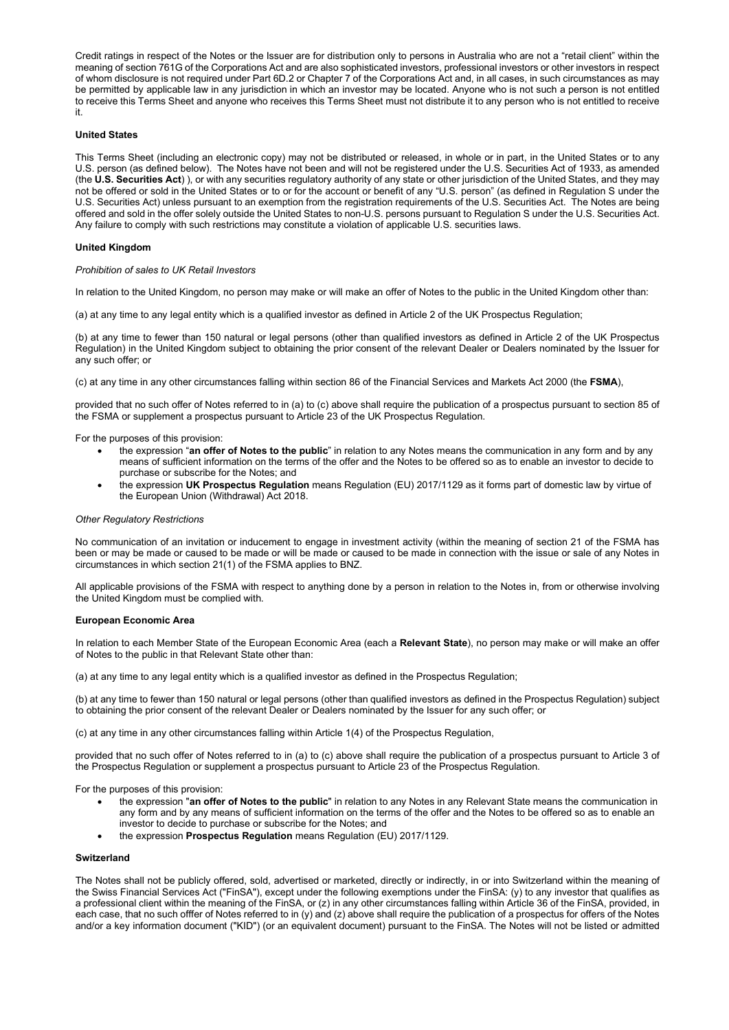Credit ratings in respect of the Notes or the Issuer are for distribution only to persons in Australia who are not a "retail client" within the meaning of section 761G of the Corporations Act and are also sophisticated investors, professional investors or other investors in respect of whom disclosure is not required under Part 6D.2 or Chapter 7 of the Corporations Act and, in all cases, in such circumstances as may be permitted by applicable law in any jurisdiction in which an investor may be located. Anyone who is not such a person is not entitled to receive this Terms Sheet and anyone who receives this Terms Sheet must not distribute it to any person who is not entitled to receive it.

**United States**

This Terms Sheet (including an electronic copy) may not be distributed or released, in whole or in part, in the United States or to any U.S. person (as defined below). The Notes have not been and will not be registered under the U.S. Securities Act of 1933, as amended (the **U.S. Securities Act**) ), or with any securities regulatory authority of any state or other jurisdiction of the United States, and they may not be offered or sold in the United States or to or for the account or benefit of any "U.S. person" (as defined in Regulation S under the U.S. Securities Act) unless pursuant to an exemption from the registration requirements of the U.S. Securities Act. The Notes are being offered and sold in the offer solely outside the United States to non-U.S. persons pursuant to Regulation S under the U.S. Securities Act. Any failure to comply with such restrictions may constitute a violation of applicable U.S. securities laws.

**United Kingdom**

*Prohibition of sales to UK Retail Investors*

In relation to the United Kingdom, no person may make or will make an offer of Notes to the public in the United Kingdom other than:

(a) at any time to any legal entity which is a qualified investor as defined in Article 2 of the UK Prospectus Regulation;

(b) at any time to fewer than 150 natural or legal persons (other than qualified investors as defined in Article 2 of the UK Prospectus Regulation) in the United Kingdom subject to obtaining the prior consent of the relevant Dealer or Dealers nominated by the Issuer for any such offer; or

(c) at any time in any other circumstances falling within section 86 of the Financial Services and Markets Act 2000 (the **FSMA**),

provided that no such offer of Notes referred to in (a) to (c) above shall require the publication of a prospectus pursuant to section 85 of the FSMA or supplement a prospectus pursuant to Article 23 of the UK Prospectus Regulation.

For the purposes of this provision:

- the expression "**an offer of Notes to the public**" in relation to any Notes means the communication in any form and by any means of sufficient information on the terms of the offer and the Notes to be offered so as to enable an investor to decide to purchase or subscribe for the Notes; and
- the expression **UK Prospectus Regulation** means Regulation (EU) 2017/1129 as it forms part of domestic law by virtue of the European Union (Withdrawal) Act 2018.

*Other Regulatory Restrictions*

No communication of an invitation or inducement to engage in investment activity (within the meaning of section 21 of the FSMA has been or may be made or caused to be made or will be made or caused to be made in connection with the issue or sale of any Notes in circumstances in which section 21(1) of the FSMA applies to BNZ.

All applicable provisions of the FSMA with respect to anything done by a person in relation to the Notes in, from or otherwise involving the United Kingdom must be complied with.

**European Economic Area**

In relation to each Member State of the European Economic Area (each a **Relevant State**), no person may make or will make an offer of Notes to the public in that Relevant State other than:

(a) at any time to any legal entity which is a qualified investor as defined in the Prospectus Regulation;

(b) at any time to fewer than 150 natural or legal persons (other than qualified investors as defined in the Prospectus Regulation) subject to obtaining the prior consent of the relevant Dealer or Dealers nominated by the Issuer for any such offer; or

(c) at any time in any other circumstances falling within Article 1(4) of the Prospectus Regulation,

provided that no such offer of Notes referred to in (a) to (c) above shall require the publication of a prospectus pursuant to Article 3 of the Prospectus Regulation or supplement a prospectus pursuant to Article 23 of the Prospectus Regulation.

For the purposes of this provision:

- the expression "**an offer of Notes to the public**" in relation to any Notes in any Relevant State means the communication in any form and by any means of sufficient information on the terms of the offer and the Notes to be offered so as to enable an investor to decide to purchase or subscribe for the Notes; and
- the expression **Prospectus Regulation** means Regulation (EU) 2017/1129.

**Switzerland**

The Notes shall not be publicly offered, sold, advertised or marketed, directly or indirectly, in or into Switzerland within the meaning of the Swiss Financial Services Act ("FinSA"), except under the following exemptions under the FinSA: (y) to any investor that qualifies as a professional client within the meaning of the FinSA, or (z) in any other circumstances falling within Article 36 of the FinSA, provided, in each case, that no such offfer of Notes referred to in (y) and (z) above shall require the publication of a prospectus for offers of the Notes and/or a key information document ("KID") (or an equivalent document) pursuant to the FinSA. The Notes will not be listed or admitted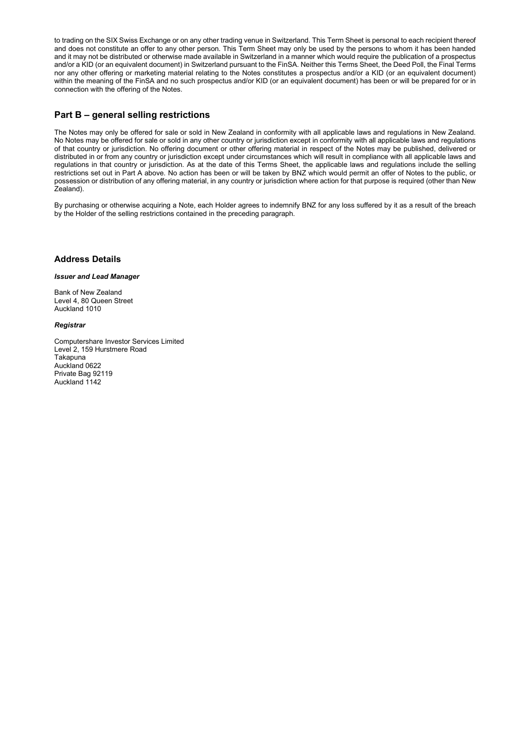to trading on the SIX Swiss Exchange or on any other trading venue in Switzerland. This Term Sheet is personal to each recipient thereof and does not constitute an offer to any other person. This Term Sheet may only be used by the persons to whom it has been handed and it may not be distributed or otherwise made available in Switzerland in a manner which would require the publication of a prospectus and/or a KID (or an equivalent document) in Switzerland pursuant to the FinSA. Neither this Terms Sheet, the Deed Poll, the Final Terms nor any other offering or marketing material relating to the Notes constitutes a prospectus and/or a KID (or an equivalent document) within the meaning of the FinSA and no such prospectus and/or KID (or an equivalent document) has been or will be prepared for or in connection with the offering of the Notes.

## Part B – general selling restrictions

The Notes may only be offered for sale or sold in New Zealand in conformity with all applicable laws and regulations in New Zealand. No Notes may be offered for sale or sold in any other country or jurisdiction except in conformity with all applicable laws and regulations of that country or jurisdiction. No offering document or other offering material in respect of the Notes may be published, delivered or distributed in or from any country or jurisdiction except under circumstances which will result in compliance with all applicable laws and regulations in that country or jurisdiction. As at the date of this Terms Sheet, the applicable laws and regulations include the selling restrictions set out in Part A above. No action has been or will be taken by BNZ which would permit an offer of Notes to the public, or possession or distribution of any offering material, in any country or jurisdiction where action for that purpose is required (other than New Zealand).

By purchasing or otherwise acquiring a Note, each Holder agrees to indemnify BNZ for any loss suffered by it as a result of the breach by the Holder of the selling restrictions contained in the preceding paragraph.

## Address Details

***Issuer and Lead Manager***

Bank of New Zealand
Level 4, 80 Queen Street
Auckland 1010

***Registrar***

Computershare Investor Services Limited
Level 2, 159 Hurstmere Road
Takapuna
Auckland 0622
Private Bag 92119
Auckland 1142